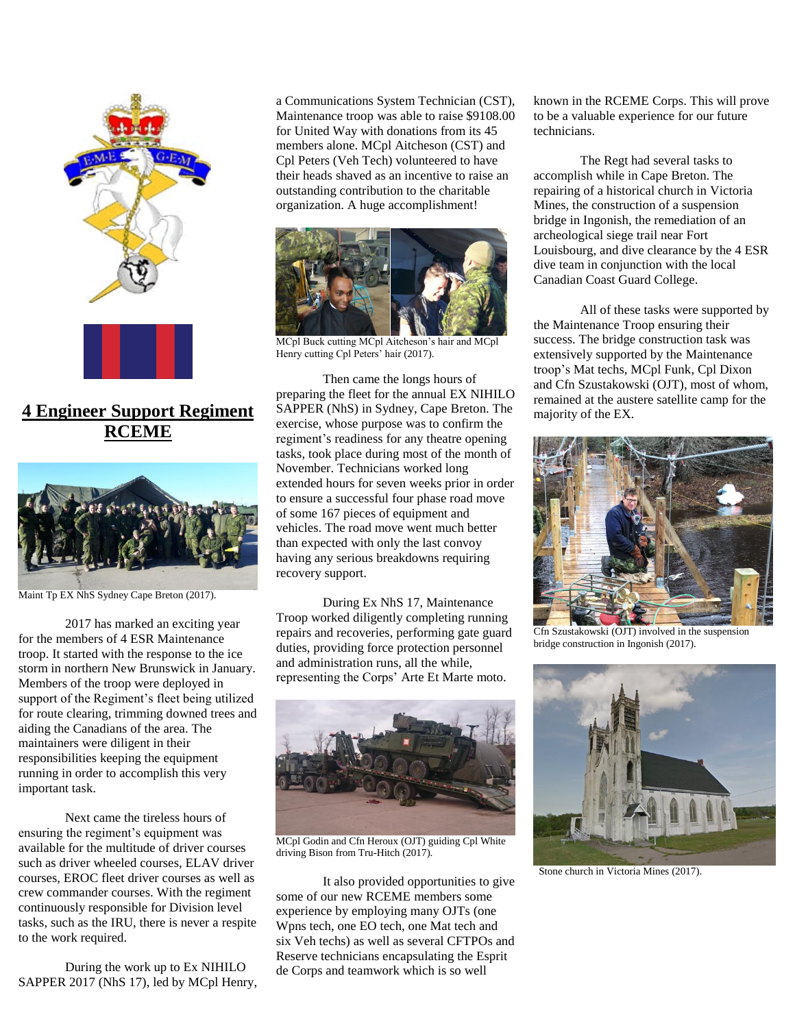# 4 Engineer Support Regiment RCEME

Maint Tp EX NhS Sydney Cape Breton (2017).

2017 has marked an exciting year for the members of 4 ESR Maintenance troop. It started with the response to the ice storm in northern New Brunswick in January. Members of the troop were deployed in support of the Regiment's fleet being utilized for route clearing, trimming downed trees and aiding the Canadians of the area. The maintainers were diligent in their responsibilities keeping the equipment running in order to accomplish this very important task.

Next came the tireless hours of ensuring the regiment's equipment was available for the multitude of driver courses such as driver wheeled courses, ELAV driver courses, EROC fleet driver courses as well as crew commander courses. With the regiment continuously responsible for Division level tasks, such as the IRU, there is never a respite to the work required.

During the work up to Ex NIHILO SAPPER 2017 (NhS 17), led by MCpl Henry, a Communications System Technician (CST), Maintenance troop was able to raise $9108.00 for United Way with donations from its 45 members alone. MCpl Aitcheson (CST) and Cpl Peters (Veh Tech) volunteered to have their heads shaved as an incentive to raise an outstanding contribution to the charitable organization. A huge accomplishment!

MCpl Buck cutting MCpl Aitcheson's hair and MCpl Henry cutting Cpl Peters' hair (2017).

Then came the longs hours of preparing the fleet for the annual EX NIHILO SAPPER (NhS) in Sydney, Cape Breton. The exercise, whose purpose was to confirm the regiment's readiness for any theatre opening tasks, took place during most of the month of November. Technicians worked long extended hours for seven weeks prior in order to ensure a successful four phase road move of some 167 pieces of equipment and vehicles. The road move went much better than expected with only the last convoy having any serious breakdowns requiring recovery support.

During Ex NhS 17, Maintenance Troop worked diligently completing running repairs and recoveries, performing gate guard duties, providing force protection personnel and administration runs, all the while, representing the Corps' Arte Et Marte moto.

MCpl Godin and Cfn Heroux (OJT) guiding Cpl White driving Bison from Tru-Hitch (2017).

It also provided opportunities to give some of our new RCEME members some experience by employing many OJTs (one Wpns tech, one EO tech, one Mat tech and six Veh techs) as well as several CFTPOs and Reserve technicians encapsulating the Esprit de Corps and teamwork which is so well known in the RCEME Corps. This will prove to be a valuable experience for our future technicians.

The Regt had several tasks to accomplish while in Cape Breton. The repairing of a historical church in Victoria Mines, the construction of a suspension bridge in Ingonish, the remediation of an archeological siege trail near Fort Louisbourg, and dive clearance by the 4 ESR dive team in conjunction with the local Canadian Coast Guard College.

All of these tasks were supported by the Maintenance Troop ensuring their success. The bridge construction task was extensively supported by the Maintenance troop's Mat techs, MCpl Funk, Cpl Dixon and Cfn Szustakowski (OJT), most of whom, remained at the austere satellite camp for the majority of the EX.

Cfn Szustakowski (OJT) involved in the suspension bridge construction in Ingonish (2017).

Stone church in Victoria Mines (2017).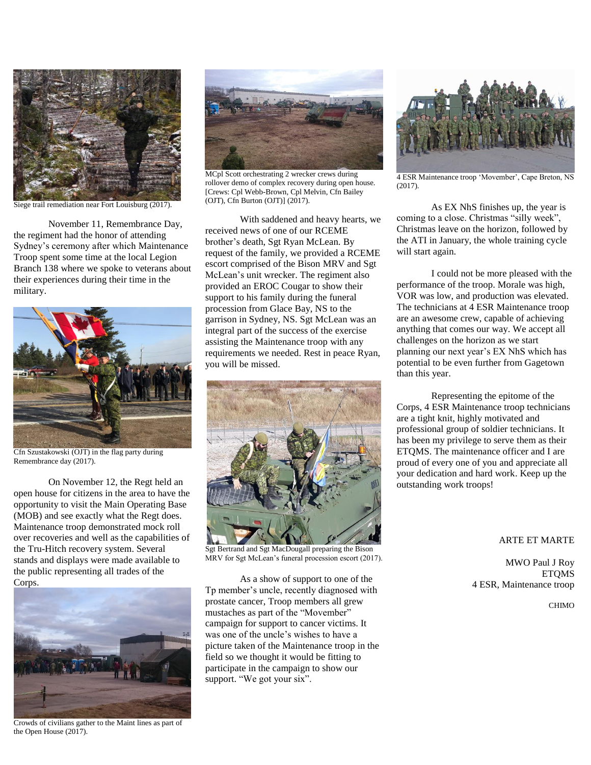Siege trail remediation near Fort Louisburg (2017).

November 11, Remembrance Day, the regiment had the honor of attending Sydney's ceremony after which Maintenance Troop spent some time at the local Legion Branch 138 where we spoke to veterans about their experiences during their time in the military.

Cfn Szustakowski (OJT) in the flag party during Remembrance day (2017).

On November 12, the Regt held an open house for citizens in the area to have the opportunity to visit the Main Operating Base (MOB) and see exactly what the Regt does. Maintenance troop demonstrated mock roll over recoveries and well as the capabilities of the Tru-Hitch recovery system. Several stands and displays were made available to the public representing all trades of the Corps.

Crowds of civilians gather to the Maint lines as part of the Open House (2017).

MCpl Scott orchestrating 2 wrecker crews during rollover demo of complex recovery during open house. [Crews: Cpl Webb-Brown, Cpl Melvin, Cfn Bailey (OJT), Cfn Burton (OJT)] (2017).

With saddened and heavy hearts, we received news of one of our RCEME brother's death, Sgt Ryan McLean. By request of the family, we provided a RCEME escort comprised of the Bison MRV and Sgt McLean's unit wrecker. The regiment also provided an EROC Cougar to show their support to his family during the funeral procession from Glace Bay, NS to the garrison in Sydney, NS. Sgt McLean was an integral part of the success of the exercise assisting the Maintenance troop with any requirements we needed. Rest in peace Ryan, you will be missed.

Sgt Bertrand and Sgt MacDougall preparing the Bison MRV for Sgt McLean's funeral procession escort (2017).

As a show of support to one of the Tp member's uncle, recently diagnosed with prostate cancer, Troop members all grew mustaches as part of the "Movember" campaign for support to cancer victims. It was one of the uncle's wishes to have a picture taken of the Maintenance troop in the field so we thought it would be fitting to participate in the campaign to show our support. "We got your six".

4 ESR Maintenance troop 'Movember', Cape Breton, NS (2017).

As EX NhS finishes up, the year is coming to a close. Christmas "silly week", Christmas leave on the horizon, followed by the ATI in January, the whole training cycle will start again.

I could not be more pleased with the performance of the troop. Morale was high, VOR was low, and production was elevated. The technicians at 4 ESR Maintenance troop are an awesome crew, capable of achieving anything that comes our way. We accept all challenges on the horizon as we start planning our next year's EX NhS which has potential to be even further from Gagetown than this year.

Representing the epitome of the Corps, 4 ESR Maintenance troop technicians are a tight knit, highly motivated and professional group of soldier technicians. It has been my privilege to serve them as their ETQMS. The maintenance officer and I are proud of every one of you and appreciate all your dedication and hard work. Keep up the outstanding work troops!

ARTE ET MARTE

MWO Paul J Roy
ETQMS
4 ESR, Maintenance troop

CHIMO